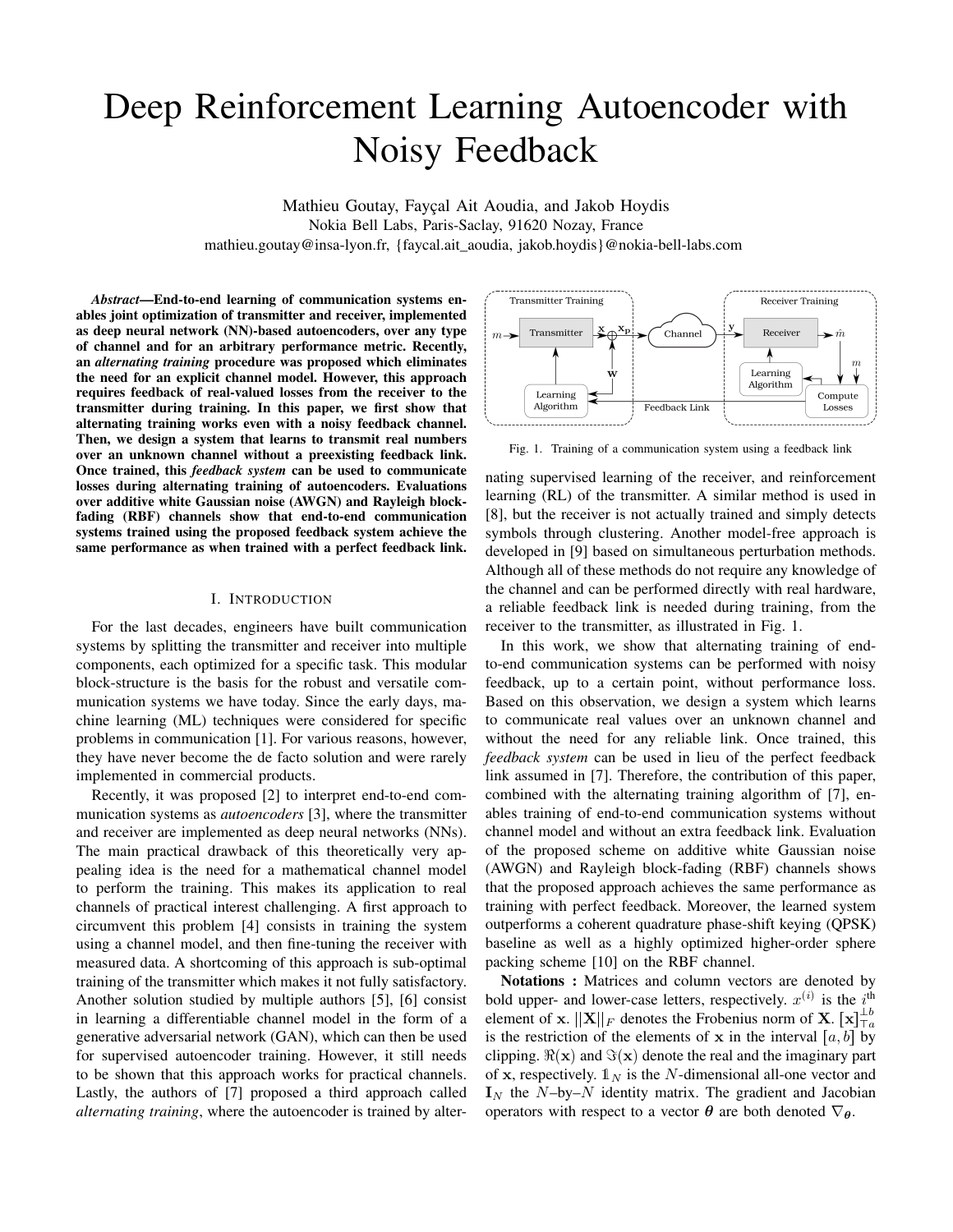# Deep Reinforcement Learning Autoencoder with Noisy Feedback

Mathieu Goutay, Fayçal Ait Aoudia, and Jakob Hoydis

Nokia Bell Labs, Paris-Saclay, 91620 Nozay, France

mathieu.goutay@insa-lyon.fr, {faycal.ait_aoudia, jakob.hoydis}@nokia-bell-labs.com

***Abstract*—End-to-end learning of communication systems enables joint optimization of transmitter and receiver, implemented as deep neural network (NN)-based autoencoders, over any type of channel and for an arbitrary performance metric. Recently, an *alternating training* procedure was proposed which eliminates the need for an explicit channel model. However, this approach requires feedback of real-valued losses from the receiver to the transmitter during training. In this paper, we first show that alternating training works even with a noisy feedback channel. Then, we design a system that learns to transmit real numbers over an unknown channel without a preexisting feedback link. Once trained, this *feedback system* can be used to communicate losses during alternating training of autoencoders. Evaluations over additive white Gaussian noise (AWGN) and Rayleigh block-fading (RBF) channels show that end-to-end communication systems trained using the proposed feedback system achieve the same performance as when trained with a perfect feedback link.**

## I. Introduction

For the last decades, engineers have built communication systems by splitting the transmitter and receiver into multiple components, each optimized for a specific task. This modular block-structure is the basis for the robust and versatile communication systems we have today. Since the early days, machine learning (ML) techniques were considered for specific problems in communication [1]. For various reasons, however, they have never become the de facto solution and were rarely implemented in commercial products.

Recently, it was proposed [2] to interpret end-to-end communication systems as *autoencoders* [3], where the transmitter and receiver are implemented as deep neural networks (NNs). The main practical drawback of this theoretically very appealing idea is the need for a mathematical channel model to perform the training. This makes its application to real channels of practical interest challenging. A first approach to circumvent this problem [4] consists in training the system using a channel model, and then fine-tuning the receiver with measured data. A shortcoming of this approach is sub-optimal training of the transmitter which makes it not fully satisfactory. Another solution studied by multiple authors [5], [6] consist in learning a differentiable channel model in the form of a generative adversarial network (GAN), which can then be used for supervised autoencoder training. However, it still needs to be shown that this approach works for practical channels. Lastly, the authors of [7] proposed a third approach called *alternating training*, where the autoencoder is trained by alternating supervised learning of the receiver, and reinforcement learning (RL) of the transmitter. A similar method is used in [8], but the receiver is not actually trained and simply detects symbols through clustering. Another model-free approach is developed in [9] based on simultaneous perturbation methods. Although all of these methods do not require any knowledge of the channel and can be performed directly with real hardware, a reliable feedback link is needed during training, from the receiver to the transmitter, as illustrated in Fig. 1.

Fig. 1. Training of a communication system using a feedback link

In this work, we show that alternating training of end-to-end communication systems can be performed with noisy feedback, up to a certain point, without performance loss. Based on this observation, we design a system which learns to communicate real values over an unknown channel and without the need for any reliable link. Once trained, this *feedback system* can be used in lieu of the perfect feedback link assumed in [7]. Therefore, the contribution of this paper, combined with the alternating training algorithm of [7], enables training of end-to-end communication systems without channel model and without an extra feedback link. Evaluation of the proposed scheme on additive white Gaussian noise (AWGN) and Rayleigh block-fading (RBF) channels shows that the proposed approach achieves the same performance as training with perfect feedback. Moreover, the learned system outperforms a coherent quadrature phase-shift keying (QPSK) baseline as well as a highly optimized higher-order sphere packing scheme [10] on the RBF channel.

**Notations :** Matrices and column vectors are denoted by bold upper- and lower-case letters, respectively. $x^{(i)}$ is the $i^{\text{th}}$ element of $\mathbf{x}$. $||\mathbf{X}||_F$ denotes the Frobenius norm of $\mathbf{X}$. $[\mathbf{x}]_{\top a}^{\perp b}$ is the restriction of the elements of $\mathbf{x}$ in the interval $[a, b]$ by clipping. $\Re(\mathbf{x})$ and $\Im(\mathbf{x})$ denote the real and the imaginary part of $\mathbf{x}$, respectively. $\mathbb{1}_N$ is the $N$-dimensional all-one vector and $\mathbf{I}_N$ the $N$–by–$N$ identity matrix. The gradient and Jacobian operators with respect to a vector $\boldsymbol{\theta}$ are both denoted $\nabla_{\boldsymbol{\theta}}$.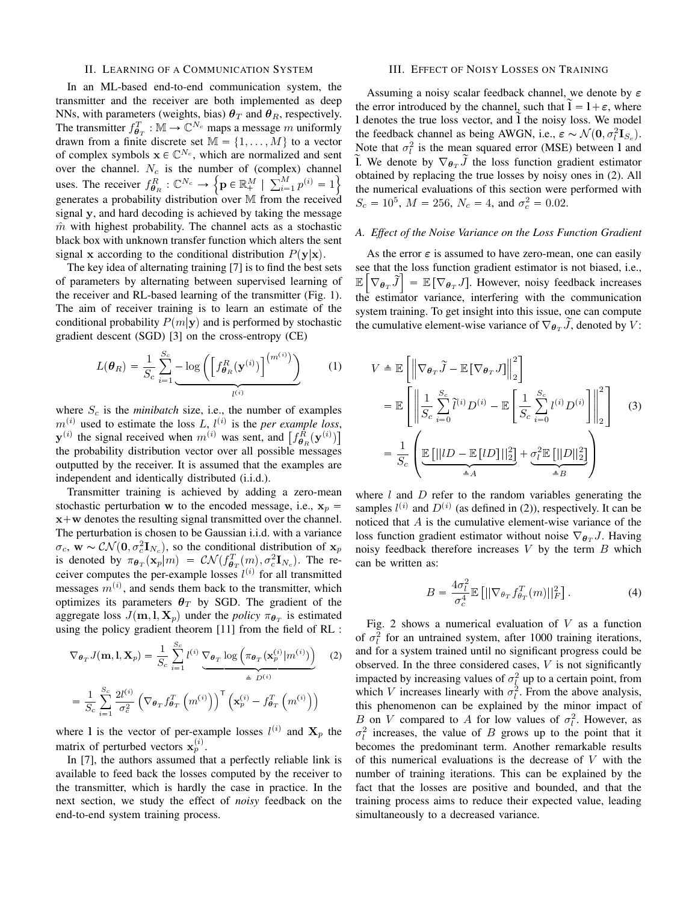## II. Learning of a Communication System

In an ML-based end-to-end communication system, the transmitter and the receiver are both implemented as deep NNs, with parameters (weights, bias) $\boldsymbol{\theta}_T$ and $\boldsymbol{\theta}_R$, respectively. The transmitter $f^T_{\boldsymbol{\theta}_T} : \mathbb{M} \rightarrow \mathbb{C}^{N_c}$ maps a message $m$ uniformly drawn from a finite discrete set $\mathbb{M} = \{1, \ldots, M\}$ to a vector of complex symbols $\mathbf{x} \in \mathbb{C}^{N_c}$, which are normalized and sent over the channel. $N_c$ is the number of (complex) channel uses. The receiver $f^R_{\boldsymbol{\theta}_R} : \mathbb{C}^{N_c} \rightarrow \left\{\mathbf{p} \in \mathbb{R}^M_+ \mid \sum_{i=1}^{M} p^{(i)} = 1\right\}$ generates a probability distribution over $\mathbb{M}$ from the received signal $\mathbf{y}$, and hard decoding is achieved by taking the message $\hat{m}$ with highest probability. The channel acts as a stochastic black box with unknown transfer function which alters the sent signal $\mathbf{x}$ according to the conditional distribution $P(\mathbf{y}|\mathbf{x})$.

The key idea of alternating training [7] is to find the best sets of parameters by alternating between supervised learning of the receiver and RL-based learning of the transmitter (Fig. 1). The aim of receiver training is to learn an estimate of the conditional probability $P(m|\mathbf{y})$ and is performed by stochastic gradient descent (SGD) [3] on the cross-entropy (CE)

$$L(\boldsymbol{\theta}_R) = \frac{1}{S_c} \sum_{i=1}^{S_c} \underbrace{-\log\left(\left[f^R_{\boldsymbol{\theta}_R}(\mathbf{y}^{(i)})\right]^{\left(m^{(i)}\right)}\right)}_{l^{(i)}} \tag{1}$$

where $S_c$ is the *minibatch* size, i.e., the number of examples $m^{(i)}$ used to estimate the loss $L$, $l^{(i)}$ is the *per example loss*, $\mathbf{y}^{(i)}$ the signal received when $m^{(i)}$ was sent, and $\left[f^R_{\boldsymbol{\theta}_R}(\mathbf{y}^{(i)})\right]$ the probability distribution vector over all possible messages outputted by the receiver. It is assumed that the examples are independent and identically distributed (i.i.d.).

Transmitter training is achieved by adding a zero-mean stochastic perturbation $\mathbf{w}$ to the encoded message, i.e., $\mathbf{x}_p = \mathbf{x} + \mathbf{w}$ denotes the resulting signal transmitted over the channel. The perturbation is chosen to be Gaussian i.i.d. with a variance $\sigma_c$, $\mathbf{w} \sim \mathcal{CN}(\mathbf{0}, \sigma_c^2 \mathbf{I}_{N_c})$, so the conditional distribution of $\mathbf{x}_p$ is denoted by $\pi_{\boldsymbol{\theta}_T}(\mathbf{x}_p|m) = \mathcal{CN}(f^T_{\boldsymbol{\theta}_T}(m), \sigma_c^2 \mathbf{I}_{N_c})$. The receiver computes the per-example losses $l^{(i)}$ for all transmitted messages $m^{(i)}$, and sends them back to the transmitter, which optimizes its parameters $\boldsymbol{\theta}_T$ by SGD. The gradient of the aggregate loss $J(\mathbf{m}, \mathbf{l}, \mathbf{X}_p)$ under the *policy* $\pi_{\boldsymbol{\theta}_T}$ is estimated using the policy gradient theorem [11] from the field of RL :

$$\nabla_{\boldsymbol{\theta}_T} J(\mathbf{m}, \mathbf{l}, \mathbf{X}_p) = \frac{1}{S_c} \sum_{i=1}^{S_c} l^{(i)} \underbrace{\nabla_{\boldsymbol{\theta}_T} \log\left(\pi_{\boldsymbol{\theta}_T}(\mathbf{x}_p^{(i)}|m^{(i)})\right)}_{\triangleq\, D^{(i)}} \tag{2}$$

$$= \frac{1}{S_c} \sum_{i=1}^{S_c} \frac{2 l^{(i)}}{\sigma_c^2} \left(\nabla_{\boldsymbol{\theta}_T} f^T_{\boldsymbol{\theta}_T}\left(m^{(i)}\right)\right)^{\mathsf{T}} \left(\mathbf{x}_p^{(i)} - f^T_{\boldsymbol{\theta}_T}\left(m^{(i)}\right)\right)$$

where $\mathbf{l}$ is the vector of per-example losses $l^{(i)}$ and $\mathbf{X}_p$ the matrix of perturbed vectors $\mathbf{x}_p^{(i)}$.

In [7], the authors assumed that a perfectly reliable link is available to feed back the losses computed by the receiver to the transmitter, which is hardly the case in practice. In the next section, we study the effect of *noisy* feedback on the end-to-end system training process.

## III. Effect of Noisy Losses on Training

Assuming a noisy scalar feedback channel, we denote by $\boldsymbol{\varepsilon}$ the error introduced by the channel, such that $\widetilde{\mathbf{l}} = \mathbf{l} + \boldsymbol{\varepsilon}$, where $\mathbf{l}$ denotes the true loss vector, and $\widetilde{\mathbf{l}}$ the noisy loss. We model the feedback channel as being AWGN, i.e., $\boldsymbol{\varepsilon} \sim \mathcal{N}(\mathbf{0}, \sigma_l^2 \mathbf{I}_{S_c})$. Note that $\sigma_l^2$ is the mean squared error (MSE) between $\mathbf{l}$ and $\widetilde{\mathbf{l}}$. We denote by $\nabla_{\boldsymbol{\theta}_T} \widetilde{J}$ the loss function gradient estimator obtained by replacing the true losses by noisy ones in (2). All the numerical evaluations of this section were performed with $S_c = 10^5$, $M = 256$, $N_c = 4$, and $\sigma_c^2 = 0.02$.

### A. Effect of the Noise Variance on the Loss Function Gradient

As the error $\boldsymbol{\varepsilon}$ is assumed to have zero-mean, one can easily see that the loss function gradient estimator is not biased, i.e., $\mathbb{E}\left[\nabla_{\boldsymbol{\theta}_T} \widetilde{J}\right] = \mathbb{E}\left[\nabla_{\boldsymbol{\theta}_T} J\right]$. However, noisy feedback increases the estimator variance, interfering with the communication system training. To get insight into this issue, one can compute the cumulative element-wise variance of $\nabla_{\boldsymbol{\theta}_T} \widetilde{J}$, denoted by $V$:

$$\begin{aligned}
V &\triangleq \mathbb{E}\left[\left\|\nabla_{\boldsymbol{\theta}_T} \widetilde{J} - \mathbb{E}\left[\nabla_{\boldsymbol{\theta}_T} J\right]\right\|_2^2\right] \\
&= \mathbb{E}\left[\left\|\frac{1}{S_c} \sum_{i=0}^{S_c} \widetilde{l}^{(i)} D^{(i)} - \mathbb{E}\left[\frac{1}{S_c} \sum_{i=0}^{S_c} l^{(i)} D^{(i)}\right]\right\|_2^2\right] \\
&= \frac{1}{S_c}\left(\underbrace{\mathbb{E}\left[\|lD - \mathbb{E}\left[lD\right]\|_2^2\right]}_{\triangleq A} + \underbrace{\sigma_l^2 \mathbb{E}\left[\|D\|_2^2\right]}_{\triangleq B}\right)
\end{aligned} \tag{3}$$

where $l$ and $D$ refer to the random variables generating the samples $l^{(i)}$ and $D^{(i)}$ (as defined in (2)), respectively. It can be noticed that $A$ is the cumulative element-wise variance of the loss function gradient estimator without noise $\nabla_{\boldsymbol{\theta}_T} J$. Having noisy feedback therefore increases $V$ by the term $B$ which can be written as:

$$B = \frac{4\sigma_l^2}{\sigma_c^4} \mathbb{E}\left[\|\nabla_{\theta_T} f^T_{\theta_T}(m)\|_F^2\right]. \tag{4}$$

Fig. 2 shows a numerical evaluation of $V$ as a function of $\sigma_l^2$ for an untrained system, after 1000 training iterations, and for a system trained until no significant progress could be observed. In the three considered cases, $V$ is not significantly impacted by increasing values of $\sigma_l^2$ up to a certain point, from which $V$ increases linearly with $\sigma_l^2$. From the above analysis, this phenomenon can be explained by the minor impact of $B$ on $V$ compared to $A$ for low values of $\sigma_l^2$. However, as $\sigma_l^2$ increases, the value of $B$ grows up to the point that it becomes the predominant term. Another remarkable results of this numerical evaluations is the decrease of $V$ with the number of training iterations. This can be explained by the fact that the losses are positive and bounded, and that the training process aims to reduce their expected value, leading simultaneously to a decreased variance.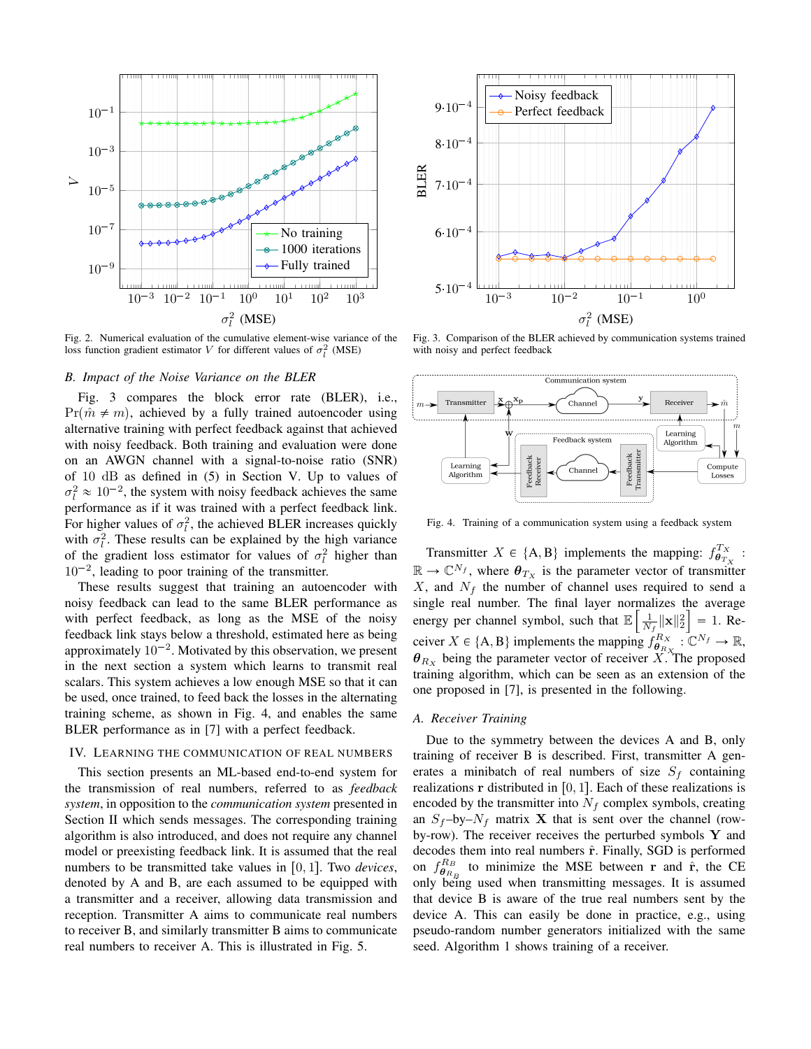Fig. 2. Numerical evaluation of the cumulative element-wise variance of the loss function gradient estimator $V$ for different values of $\sigma_l^2$ (MSE)

Fig. 3. Comparison of the BLER achieved by communication systems trained with noisy and perfect feedback

### B. Impact of the Noise Variance on the BLER

Fig. 3 compares the block error rate (BLER), i.e., $\Pr(\hat{m} \neq m)$, achieved by a fully trained autoencoder using alternative training with perfect feedback against that achieved with noisy feedback. Both training and evaluation were done on an AWGN channel with a signal-to-noise ratio (SNR) of 10 dB as defined in (5) in Section V. Up to values of $\sigma_l^2 \approx 10^{-2}$, the system with noisy feedback achieves the same performance as if it was trained with a perfect feedback link. For higher values of $\sigma_l^2$, the achieved BLER increases quickly with $\sigma_l^2$. These results can be explained by the high variance of the gradient loss estimator for values of $\sigma_l^2$ higher than $10^{-2}$, leading to poor training of the transmitter.

These results suggest that training an autoencoder with noisy feedback can lead to the same BLER performance as with perfect feedback, as long as the MSE of the noisy feedback link stays below a threshold, estimated here as being approximately $10^{-2}$. Motivated by this observation, we present in the next section a system which learns to transmit real scalars. This system achieves a low enough MSE so that it can be used, once trained, to feed back the losses in the alternating training scheme, as shown in Fig. 4, and enables the same BLER performance as in [7] with a perfect feedback.

## IV. Learning the Communication of Real Numbers

This section presents an ML-based end-to-end system for the transmission of real numbers, referred to as *feedback system*, in opposition to the *communication system* presented in Section II which sends messages. The corresponding training algorithm is also introduced, and does not require any channel model or preexisting feedback link. It is assumed that the real numbers to be transmitted take values in $[0, 1]$. Two *devices*, denoted by A and B, are each assumed to be equipped with a transmitter and a receiver, allowing data transmission and reception. Transmitter A aims to communicate real numbers to receiver B, and similarly transmitter B aims to communicate real numbers to receiver A. This is illustrated in Fig. 5.

Fig. 4. Training of a communication system using a feedback system

Transmitter $X \in \{\text{A}, \text{B}\}$ implements the mapping: $f_{\boldsymbol{\theta}_{T_X}}^{T_X} : \mathbb{R} \rightarrow \mathbb{C}^{N_f}$, where $\boldsymbol{\theta}_{T_X}$ is the parameter vector of transmitter $X$, and $N_f$ the number of channel uses required to send a single real number. The final layer normalizes the average energy per channel symbol, such that $\mathbb{E}\left[\frac{1}{N_f}\|\mathbf{x}\|_2^2\right] = 1$. Receiver $X \in \{\text{A}, \text{B}\}$ implements the mapping $f_{\boldsymbol{\theta}_{R_X}}^{R_X} : \mathbb{C}^{N_f} \rightarrow \mathbb{R}$, $\boldsymbol{\theta}_{R_X}$ being the parameter vector of receiver $X$. The proposed training algorithm, which can be seen as an extension of the one proposed in [7], is presented in the following.

### A. Receiver Training

Due to the symmetry between the devices A and B, only training of receiver B is described. First, transmitter A generates a minibatch of real numbers of size $S_f$ containing realizations $\mathbf{r}$ distributed in $[0, 1]$. Each of these realizations is encoded by the transmitter into $N_f$ complex symbols, creating an $S_f$–by–$N_f$ matrix $\mathbf{X}$ that is sent over the channel (row-by-row). The receiver receives the perturbed symbols $\mathbf{Y}$ and decodes them into real numbers $\hat{\mathbf{r}}$. Finally, SGD is performed on $f_{\boldsymbol{\theta}_{R_B}}^{R_B}$ to minimize the MSE between $\mathbf{r}$ and $\hat{\mathbf{r}}$, the CE only being used when transmitting messages. It is assumed that device B is aware of the true real numbers sent by the device A. This can easily be done in practice, e.g., using pseudo-random number generators initialized with the same seed. Algorithm 1 shows training of a receiver.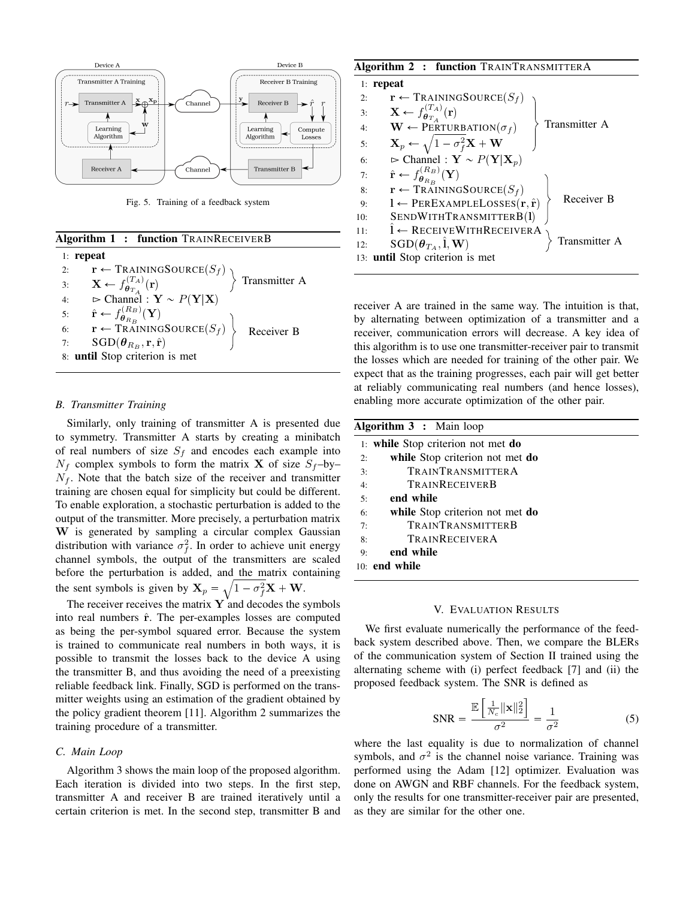Fig. 5. Training of a feedback system

**Algorithm 1 : function** TRAINRECEIVERB

```
1: repeat
2:     r ← TRAININGSOURCE(S_f)          } Transmitter A
3:     X ← f^(T_A)_θ_{T_A}(r)           }
4:     ▷ Channel : Y ∼ P(Y|X)
5:     r̂ ← f^(R_B)_θ_{R_B}(Y)            }
6:     r ← TRAININGSOURCE(S_f)          } Receiver B
7:     SGD(θ_{R_B}, r, r̂)               }
8: until Stop criterion is met
```

### B. Transmitter Training

Similarly, only training of transmitter A is presented due to symmetry. Transmitter A starts by creating a minibatch of real numbers of size $S_f$ and encodes each example into $N_f$ complex symbols to form the matrix $\mathbf{X}$ of size $S_f$–by–$N_f$. Note that the batch size of the receiver and transmitter training are chosen equal for simplicity but could be different. To enable exploration, a stochastic perturbation is added to the output of the transmitter. More precisely, a perturbation matrix $\mathbf{W}$ is generated by sampling a circular complex Gaussian distribution with variance $\sigma_f^2$. In order to achieve unit energy channel symbols, the output of the transmitters are scaled before the perturbation is added, and the matrix containing the sent symbols is given by $\mathbf{X}_p = \sqrt{1-\sigma_f^2}\mathbf{X} + \mathbf{W}$.

The receiver receives the matrix $\mathbf{Y}$ and decodes the symbols into real numbers $\hat{\mathbf{r}}$. The per-examples losses are computed as being the per-symbol squared error. Because the system is trained to communicate real numbers in both ways, it is possible to transmit the losses back to the device A using the transmitter B, and thus avoiding the need of a preexisting reliable feedback link. Finally, SGD is performed on the transmitter weights using an estimation of the gradient obtained by the policy gradient theorem [11]. Algorithm 2 summarizes the training procedure of a transmitter.

### C. Main Loop

Algorithm 3 shows the main loop of the proposed algorithm. Each iteration is divided into two steps. In the first step, transmitter A and receiver B are trained iteratively until a certain criterion is met. In the second step, transmitter B and receiver A are trained in the same way. The intuition is that, by alternating between optimization of a transmitter and a receiver, communication errors will decrease. A key idea of this algorithm is to use one transmitter-receiver pair to transmit the losses which are needed for training of the other pair. We expect that as the training progresses, each pair will get better at reliably communicating real numbers (and hence losses), enabling more accurate optimization of the other pair.

**Algorithm 2 : function** TRAINTRANSMITTERA

```
1: repeat
2:     r ← TRAININGSOURCE(S_f)            }
3:     X ← f^(T_A)_θ_{T_A}(r)             } Transmitter A
4:     W ← PERTURBATION(σ_f)              }
5:     X_p ← sqrt(1 − σ_f^2) X + W        }
6:     ▷ Channel : Y ∼ P(Y|X_p)
7:     r̂ ← f^(R_B)_θ_{R_B}(Y)              }
8:     r ← TRAININGSOURCE(S_f)            } Receiver B
9:     l ← PEREXAMPLELOSSES(r, r̂)         }
10:    SENDWITHTRANSMITTERB(l)            }
11:    l̂ ← RECEIVEWITHRECEIVERA           } Transmitter A
12:    SGD(θ_{T_A}, l̂, W)                 }
13: until Stop criterion is met
```

**Algorithm 3 :** Main loop

```
1: while Stop criterion not met do
2:     while Stop criterion not met do
3:         TRAINTRANSMITTERA
4:         TRAINRECEIVERB
5:     end while
6:     while Stop criterion not met do
7:         TRAINTRANSMITTERB
8:         TRAINRECEIVERA
9:     end while
10: end while
```

## V. Evaluation Results

We first evaluate numerically the performance of the feedback system described above. Then, we compare the BLERs of the communication system of Section II trained using the alternating scheme with (i) perfect feedback [7] and (ii) the proposed feedback system. The SNR is defined as

$$\text{SNR} = \frac{\mathbb{E}\left[\frac{1}{N_c}\|\mathbf{x}\|_2^2\right]}{\sigma^2} = \frac{1}{\sigma^2} \tag{5}$$

where the last equality is due to normalization of channel symbols, and $\sigma^2$ is the channel noise variance. Training was performed using the Adam [12] optimizer. Evaluation was done on AWGN and RBF channels. For the feedback system, only the results for one transmitter-receiver pair are presented, as they are similar for the other one.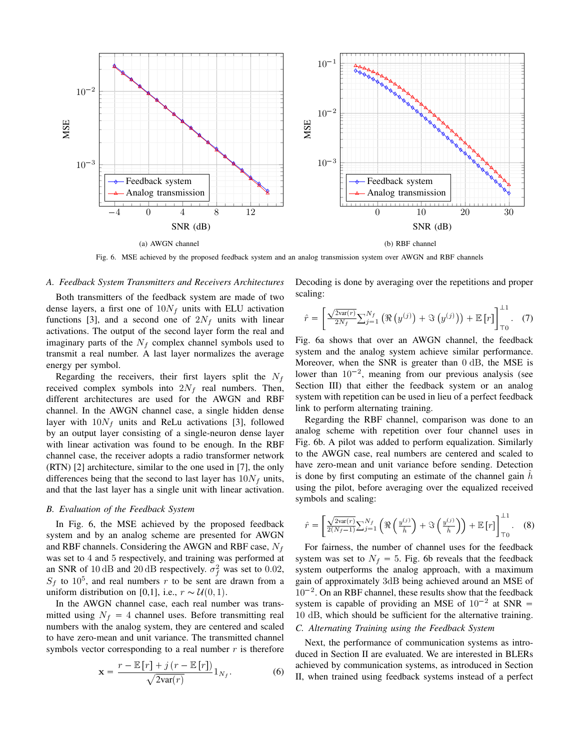Fig. 6. MSE achieved by the proposed feedback system and an analog transmission system over AWGN and RBF channels

(a) AWGN channel

(b) RBF channel

### A. Feedback System Transmitters and Receivers Architectures

Both transmitters of the feedback system are made of two dense layers, a first one of $10N_f$ units with ELU activation functions [3], and a second one of $2N_f$ units with linear activations. The output of the second layer form the real and imaginary parts of the $N_f$ complex channel symbols used to transmit a real number. A last layer normalizes the average energy per symbol.

Regarding the receivers, their first layers split the $N_f$ received complex symbols into $2N_f$ real numbers. Then, different architectures are used for the AWGN and RBF channel. In the AWGN channel case, a single hidden dense layer with $10N_f$ units and ReLu activations [3], followed by an output layer consisting of a single-neuron dense layer with linear activation was found to be enough. In the RBF channel case, the receiver adopts a radio transformer network (RTN) [2] architecture, similar to the one used in [7], the only differences being that the second to last layer has $10N_f$ units, and that the last layer has a single unit with linear activation.

### B. Evaluation of the Feedback System

In Fig. 6, the MSE achieved by the proposed feedback system and by an analog scheme are presented for AWGN and RBF channels. Considering the AWGN and RBF case, $N_f$ was set to 4 and 5 respectively, and training was performed at an SNR of $10\,\text{dB}$ and $20\,\text{dB}$ respectively. $\sigma_f^2$ was set to 0.02, $S_f$ to $10^5$, and real numbers $r$ to be sent are drawn from a uniform distribution on [0,1], i.e., $r \sim \mathcal{U}(0,1)$.

In the AWGN channel case, each real number was transmitted using $N_f = 4$ channel uses. Before transmitting real numbers with the analog system, they are centered and scaled to have zero-mean and unit variance. The transmitted channel symbols vector corresponding to a real number $r$ is therefore

$$\mathbf{x} = \frac{r - \mathbb{E}[r] + j\left(r - \mathbb{E}[r]\right)}{\sqrt{2\text{var}(r)}} 1_{N_f}. \tag{6}$$

Decoding is done by averaging over the repetitions and proper scaling:

$$\hat{r} = \left[ \frac{\sqrt{2\text{var}(r)}}{2N_f} \sum_{j=1}^{N_f} \left( \Re\left(y^{(j)}\right) + \Im\left(y^{(j)}\right) \right) + \mathbb{E}[r] \right]_{\top 0}^{\perp 1}. \tag{7}$$

Fig. 6a shows that over an AWGN channel, the feedback system and the analog system achieve similar performance. Moreover, when the SNR is greater than $0\,\text{dB}$, the MSE is lower than $10^{-2}$, meaning from our previous analysis (see Section III) that either the feedback system or an analog system with repetition can be used in lieu of a perfect feedback link to perform alternating training.

Regarding the RBF channel, comparison was done to an analog scheme with repetition over four channel uses in Fig. 6b. A pilot was added to perform equalization. Similarly to the AWGN case, real numbers are centered and scaled to have zero-mean and unit variance before sending. Detection is done by first computing an estimate of the channel gain $\hat{h}$ using the pilot, before averaging over the equalized received symbols and scaling:

$$\hat{r} = \left[ \frac{\sqrt{2\text{var}(r)}}{2(N_f - 1)} \sum_{j=1}^{N_f} \left( \Re\left(\frac{y^{(j)}}{\hat{h}}\right) + \Im\left(\frac{y^{(j)}}{\hat{h}}\right) \right) + \mathbb{E}[r] \right]_{\top 0}^{\perp 1}. \tag{8}$$

For fairness, the number of channel uses for the feedback system was set to $N_f = 5$. Fig. 6b reveals that the feedback system outperforms the analog approach, with a maximum gain of approximately $3\text{dB}$ being achieved around an MSE of $10^{-2}$. On an RBF channel, these results show that the feedback system is capable of providing an MSE of $10^{-2}$ at SNR $=$ $10\,\text{dB}$, which should be sufficient for the alternative training.

### C. Alternating Training using the Feedback System

Next, the performance of communication systems as introduced in Section II are evaluated. We are interested in BLERs achieved by communication systems, as introduced in Section II, when trained using feedback systems instead of a perfect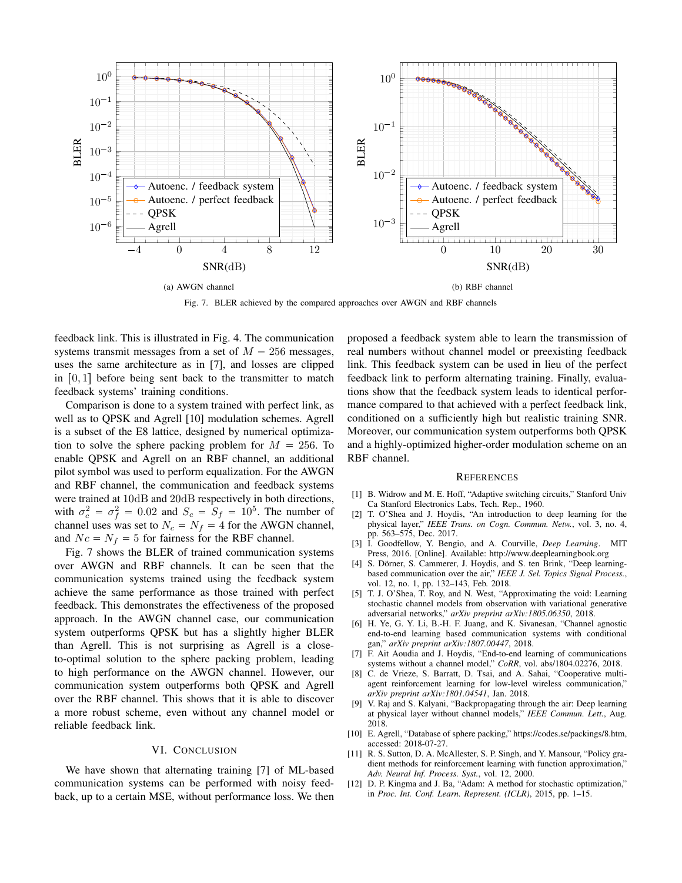BLER

$10^0$
$10^{-1}$
$10^{-2}$
$10^{-3}$
$10^{-4}$
$10^{-5}$
$10^{-6}$

−4 0 4 8 12

SNR(dB)

Autoenc. / feedback system
Autoenc. / perfect feedback
QPSK
Agrell

(a) AWGN channel

BLER

$10^0$
$10^{-1}$
$10^{-2}$
$10^{-3}$

0 10 20 30

SNR(dB)

Autoenc. / feedback system
Autoenc. / perfect feedback
QPSK
Agrell

(b) RBF channel

Fig. 7. BLER achieved by the compared approaches over AWGN and RBF channels

feedback link. This is illustrated in Fig. 4. The communication systems transmit messages from a set of $M = 256$ messages, uses the same architecture as in [7], and losses are clipped in $[0, 1]$ before being sent back to the transmitter to match feedback systems' training conditions.

Comparison is done to a system trained with perfect link, as well as to QPSK and Agrell [10] modulation schemes. Agrell is a subset of the E8 lattice, designed by numerical optimization to solve the sphere packing problem for $M = 256$. To enable QPSK and Agrell on an RBF channel, an additional pilot symbol was used to perform equalization. For the AWGN and RBF channel, the communication and feedback systems were trained at 10dB and 20dB respectively in both directions, with $\sigma_c^2 = \sigma_f^2 = 0.02$ and $S_c = S_f = 10^5$. The number of channel uses was set to $N_c = N_f = 4$ for the AWGN channel, and $Nc = N_f = 5$ for fairness for the RBF channel.

Fig. 7 shows the BLER of trained communication systems over AWGN and RBF channels. It can be seen that the communication systems trained using the feedback system achieve the same performance as those trained with perfect feedback. This demonstrates the effectiveness of the proposed approach. In the AWGN channel case, our communication system outperforms QPSK but has a slightly higher BLER than Agrell. This is not surprising as Agrell is a close-to-optimal solution to the sphere packing problem, leading to high performance on the AWGN channel. However, our communication system outperforms both QPSK and Agrell over the RBF channel. This shows that it is able to discover a more robust scheme, even without any channel model or reliable feedback link.

## VI. Conclusion

We have shown that alternating training [7] of ML-based communication systems can be performed with noisy feedback, up to a certain MSE, without performance loss. We then proposed a feedback system able to learn the transmission of real numbers without channel model or preexisting feedback link. This feedback system can be used in lieu of the perfect feedback link to perform alternating training. Finally, evaluations show that the feedback system leads to identical performance compared to that achieved with a perfect feedback link, conditioned on a sufficiently high but realistic training SNR. Moreover, our communication system outperforms both QPSK and a highly-optimized higher-order modulation scheme on an RBF channel.

## References

[1] B. Widrow and M. E. Hoff, "Adaptive switching circuits," Stanford Univ Ca Stanford Electronics Labs, Tech. Rep., 1960.

[2] T. O'Shea and J. Hoydis, "An introduction to deep learning for the physical layer," *IEEE Trans. on Cogn. Commun. Netw.*, vol. 3, no. 4, pp. 563–575, Dec. 2017.

[3] I. Goodfellow, Y. Bengio, and A. Courville, *Deep Learning*. MIT Press, 2016. [Online]. Available: http://www.deeplearningbook.org

[4] S. Dörner, S. Cammerer, J. Hoydis, and S. ten Brink, "Deep learning-based communication over the air," *IEEE J. Sel. Topics Signal Process.*, vol. 12, no. 1, pp. 132–143, Feb. 2018.

[5] T. J. O'Shea, T. Roy, and N. West, "Approximating the void: Learning stochastic channel models from observation with variational generative adversarial networks," *arXiv preprint arXiv:1805.06350*, 2018.

[6] H. Ye, G. Y. Li, B.-H. F. Juang, and K. Sivanesan, "Channel agnostic end-to-end learning based communication systems with conditional gan," *arXiv preprint arXiv:1807.00447*, 2018.

[7] F. Ait Aoudia and J. Hoydis, "End-to-end learning of communications systems without a channel model," *CoRR*, vol. abs/1804.02276, 2018.

[8] C. de Vrieze, S. Barratt, D. Tsai, and A. Sahai, "Cooperative multi-agent reinforcement learning for low-level wireless communication," *arXiv preprint arXiv:1801.04541*, Jan. 2018.

[9] V. Raj and S. Kalyani, "Backpropagating through the air: Deep learning at physical layer without channel models," *IEEE Commun. Lett.*, Aug. 2018.

[10] E. Agrell, "Database of sphere packing," https://codes.se/packings/8.htm, accessed: 2018-07-27.

[11] R. S. Sutton, D. A. McAllester, S. P. Singh, and Y. Mansour, "Policy gradient methods for reinforcement learning with function approximation," *Adv. Neural Inf. Process. Syst.*, vol. 12, Nov. 2000.

[12] D. P. Kingma and J. Ba, "Adam: A method for stochastic optimization," in *Proc. Int. Conf. Learn. Represent. (ICLR)*, 2015, pp. 1–15.